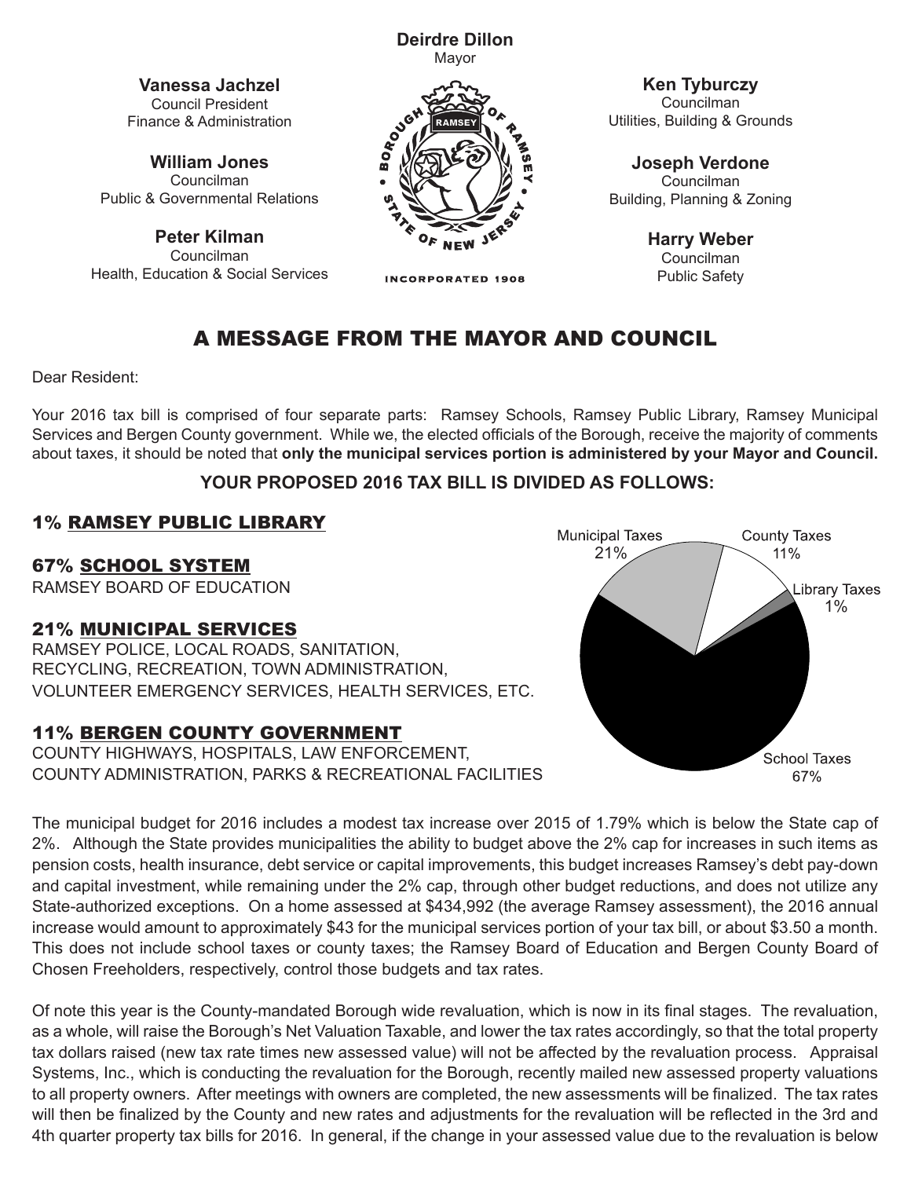**Deirdre Dillon**
Mayor

**Vanessa Jachzel**
Council President
Finance & Administration

**William Jones**
Councilman
Public & Governmental Relations

**Peter Kilman**
Councilman
Health, Education & Social Services

**Ken Tyburczy**
Councilman
Utilities, Building & Grounds

**Joseph Verdone**
Councilman
Building, Planning & Zoning

**Harry Weber**
Councilman
Public Safety

BOROUGH OF RAMSEY • STATE OF NEW JERSEY • INCORPORATED 1908

# A MESSAGE FROM THE MAYOR AND COUNCIL

Dear Resident:

Your 2016 tax bill is comprised of four separate parts: Ramsey Schools, Ramsey Public Library, Ramsey Municipal Services and Bergen County government. While we, the elected officials of the Borough, receive the majority of comments about taxes, it should be noted that **only the municipal services portion is administered by your Mayor and Council.**

**YOUR PROPOSED 2016 TAX BILL IS DIVIDED AS FOLLOWS:**

## 1% RAMSEY PUBLIC LIBRARY

## 67% SCHOOL SYSTEM

RAMSEY BOARD OF EDUCATION

## 21% MUNICIPAL SERVICES

RAMSEY POLICE, LOCAL ROADS, SANITATION, RECYCLING, RECREATION, TOWN ADMINISTRATION, VOLUNTEER EMERGENCY SERVICES, HEALTH SERVICES, ETC.

## 11% BERGEN COUNTY GOVERNMENT

COUNTY HIGHWAYS, HOSPITALS, LAW ENFORCEMENT, COUNTY ADMINISTRATION, PARKS & RECREATIONAL FACILITIES

Municipal Taxes 21%
County Taxes 11%
Library Taxes 1%
School Taxes 67%

The municipal budget for 2016 includes a modest tax increase over 2015 of 1.79% which is below the State cap of 2%. Although the State provides municipalities the ability to budget above the 2% cap for increases in such items as pension costs, health insurance, debt service or capital improvements, this budget increases Ramsey's debt pay-down and capital investment, while remaining under the 2% cap, through other budget reductions, and does not utilize any State-authorized exceptions. On a home assessed at $434,992 (the average Ramsey assessment), the 2016 annual increase would amount to approximately $43 for the municipal services portion of your tax bill, or about $3.50 a month. This does not include school taxes or county taxes; the Ramsey Board of Education and Bergen County Board of Chosen Freeholders, respectively, control those budgets and tax rates.

Of note this year is the County-mandated Borough wide revaluation, which is now in its final stages. The revaluation, as a whole, will raise the Borough's Net Valuation Taxable, and lower the tax rates accordingly, so that the total property tax dollars raised (new tax rate times new assessed value) will not be affected by the revaluation process. Appraisal Systems, Inc., which is conducting the revaluation for the Borough, recently mailed new assessed property valuations to all property owners. After meetings with owners are completed, the new assessments will be finalized. The tax rates will then be finalized by the County and new rates and adjustments for the revaluation will be reflected in the 3rd and 4th quarter property tax bills for 2016. In general, if the change in your assessed value due to the revaluation is below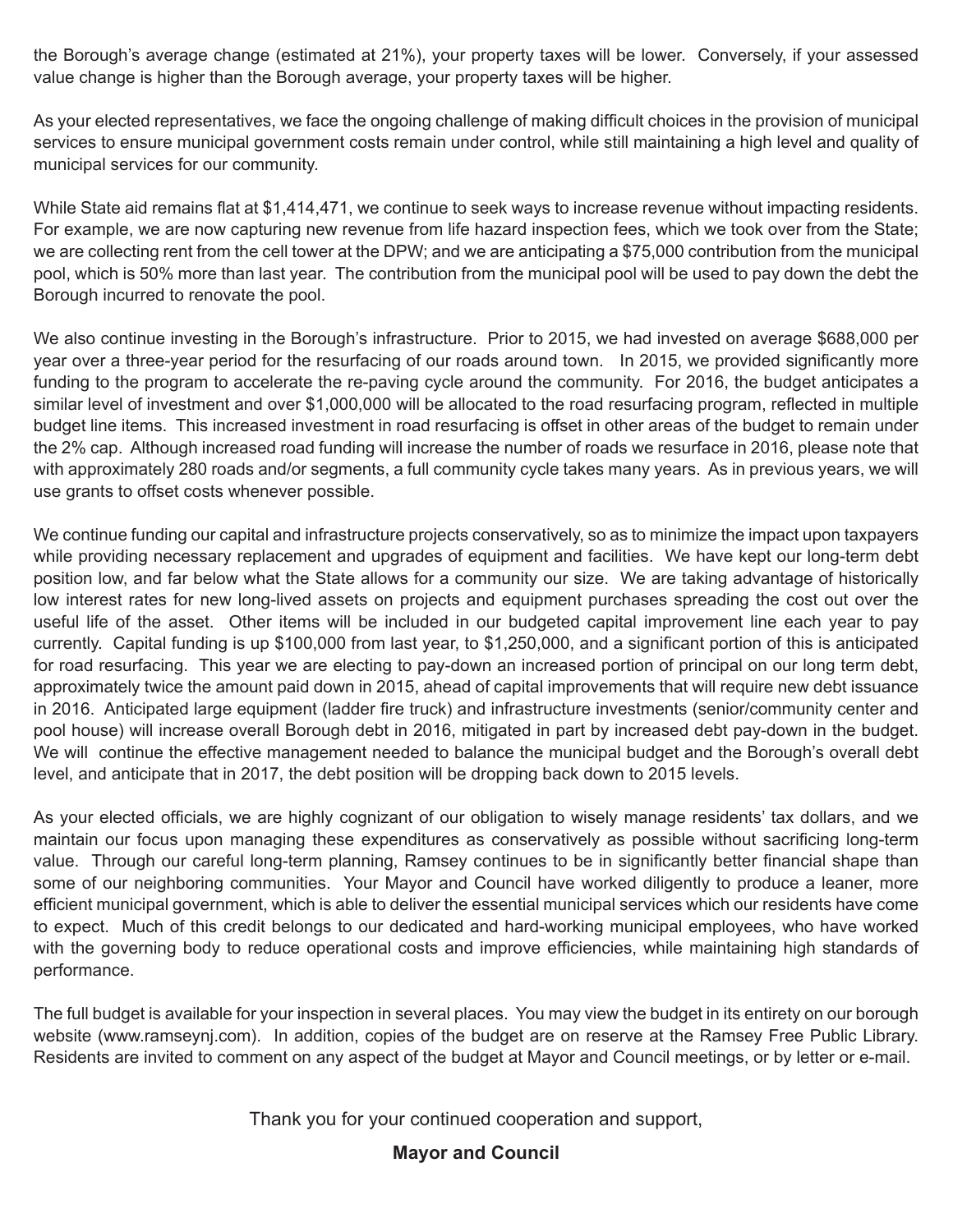the Borough's average change (estimated at 21%), your property taxes will be lower. Conversely, if your assessed value change is higher than the Borough average, your property taxes will be higher.

As your elected representatives, we face the ongoing challenge of making difficult choices in the provision of municipal services to ensure municipal government costs remain under control, while still maintaining a high level and quality of municipal services for our community.

While State aid remains flat at $1,414,471, we continue to seek ways to increase revenue without impacting residents. For example, we are now capturing new revenue from life hazard inspection fees, which we took over from the State; we are collecting rent from the cell tower at the DPW; and we are anticipating a $75,000 contribution from the municipal pool, which is 50% more than last year. The contribution from the municipal pool will be used to pay down the debt the Borough incurred to renovate the pool.

We also continue investing in the Borough's infrastructure. Prior to 2015, we had invested on average $688,000 per year over a three-year period for the resurfacing of our roads around town. In 2015, we provided significantly more funding to the program to accelerate the re-paving cycle around the community. For 2016, the budget anticipates a similar level of investment and over $1,000,000 will be allocated to the road resurfacing program, reflected in multiple budget line items. This increased investment in road resurfacing is offset in other areas of the budget to remain under the 2% cap. Although increased road funding will increase the number of roads we resurface in 2016, please note that with approximately 280 roads and/or segments, a full community cycle takes many years. As in previous years, we will use grants to offset costs whenever possible.

We continue funding our capital and infrastructure projects conservatively, so as to minimize the impact upon taxpayers while providing necessary replacement and upgrades of equipment and facilities. We have kept our long-term debt position low, and far below what the State allows for a community our size. We are taking advantage of historically low interest rates for new long-lived assets on projects and equipment purchases spreading the cost out over the useful life of the asset. Other items will be included in our budgeted capital improvement line each year to pay currently. Capital funding is up $100,000 from last year, to $1,250,000, and a significant portion of this is anticipated for road resurfacing. This year we are electing to pay-down an increased portion of principal on our long term debt, approximately twice the amount paid down in 2015, ahead of capital improvements that will require new debt issuance in 2016. Anticipated large equipment (ladder fire truck) and infrastructure investments (senior/community center and pool house) will increase overall Borough debt in 2016, mitigated in part by increased debt pay-down in the budget. We will continue the effective management needed to balance the municipal budget and the Borough's overall debt level, and anticipate that in 2017, the debt position will be dropping back down to 2015 levels.

As your elected officials, we are highly cognizant of our obligation to wisely manage residents' tax dollars, and we maintain our focus upon managing these expenditures as conservatively as possible without sacrificing long-term value. Through our careful long-term planning, Ramsey continues to be in significantly better financial shape than some of our neighboring communities. Your Mayor and Council have worked diligently to produce a leaner, more efficient municipal government, which is able to deliver the essential municipal services which our residents have come to expect. Much of this credit belongs to our dedicated and hard-working municipal employees, who have worked with the governing body to reduce operational costs and improve efficiencies, while maintaining high standards of performance.

The full budget is available for your inspection in several places. You may view the budget in its entirety on our borough website (www.ramseynj.com). In addition, copies of the budget are on reserve at the Ramsey Free Public Library. Residents are invited to comment on any aspect of the budget at Mayor and Council meetings, or by letter or e-mail.

Thank you for your continued cooperation and support,

**Mayor and Council**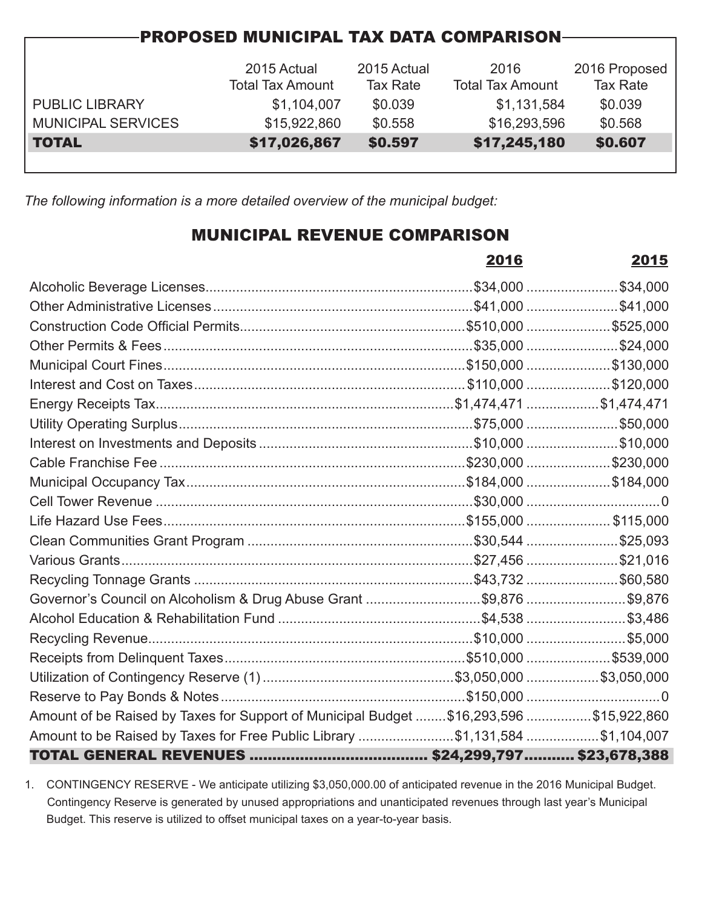## PROPOSED MUNICIPAL TAX DATA COMPARISON

| | 2015 Actual Total Tax Amount | 2015 Actual Tax Rate | 2016 Total Tax Amount | 2016 Proposed Tax Rate |
|---|---|---|---|---|
| PUBLIC LIBRARY | $1,104,007 | $0.039 | $1,131,584 | $0.039 |
| MUNICIPAL SERVICES | $15,922,860 | $0.558 | $16,293,596 | $0.568 |
| **TOTAL** | **$17,026,867** | **$0.597** | **$17,245,180** | **$0.607** |

*The following information is a more detailed overview of the municipal budget:*

## MUNICIPAL REVENUE COMPARISON

| | 2016 | 2015 |
|---|---|---|
| Alcoholic Beverage Licenses | $34,000 | $34,000 |
| Other Administrative Licenses | $41,000 | $41,000 |
| Construction Code Official Permits | $510,000 | $525,000 |
| Other Permits & Fees | $35,000 | $24,000 |
| Municipal Court Fines | $150,000 | $130,000 |
| Interest and Cost on Taxes | $110,000 | $120,000 |
| Energy Receipts Tax | $1,474,471 | $1,474,471 |
| Utility Operating Surplus | $75,000 | $50,000 |
| Interest on Investments and Deposits | $10,000 | $10,000 |
| Cable Franchise Fee | $230,000 | $230,000 |
| Municipal Occupancy Tax | $184,000 | $184,000 |
| Cell Tower Revenue | $30,000 | 0 |
| Life Hazard Use Fees | $155,000 | $115,000 |
| Clean Communities Grant Program | $30,544 | $25,093 |
| Various Grants | $27,456 | $21,016 |
| Recycling Tonnage Grants | $43,732 | $60,580 |
| Governor's Council on Alcoholism & Drug Abuse Grant | $9,876 | $9,876 |
| Alcohol Education & Rehabilitation Fund | $4,538 | $3,486 |
| Recycling Revenue | $10,000 | $5,000 |
| Receipts from Delinquent Taxes | $510,000 | $539,000 |
| Utilization of Contingency Reserve (1) | $3,050,000 | $3,050,000 |
| Reserve to Pay Bonds & Notes | $150,000 | 0 |
| Amount of be Raised by Taxes for Support of Municipal Budget | $16,293,596 | $15,922,860 |
| Amount to be Raised by Taxes for Free Public Library | $1,131,584 | $1,104,007 |
| **TOTAL GENERAL REVENUES** | **$24,299,797** | **$23,678,388** |

1. CONTINGENCY RESERVE - We anticipate utilizing $3,050,000.00 of anticipated revenue in the 2016 Municipal Budget. Contingency Reserve is generated by unused appropriations and unanticipated revenues through last year's Municipal Budget. This reserve is utilized to offset municipal taxes on a year-to-year basis.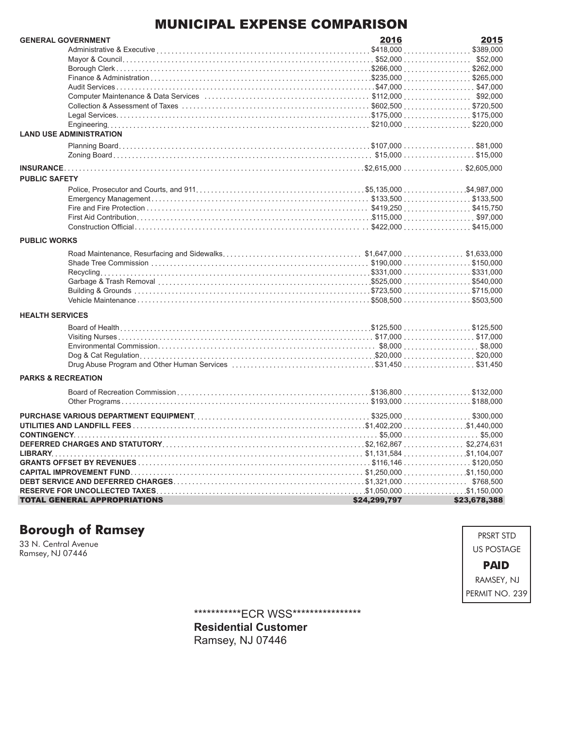# MUNICIPAL EXPENSE COMPARISON

| | 2016 | 2015 |
|---|---|---|
| **GENERAL GOVERNMENT** | | |
| Administrative & Executive | $418,000 | $389,000 |
| Mayor & Council | $52,000 | $52,000 |
| Borough Clerk | $266,000 | $262,000 |
| Finance & Administration | $235,000 | $265,000 |
| Audit Services | $47,000 | $47,000 |
| Computer Maintenance & Data Services | $112,000 | $92,000 |
| Collection & Assessment of Taxes | $602,500 | $720,500 |
| Legal Services | $175,000 | $175,000 |
| Engineering | $210,000 | $220,000 |
| **LAND USE ADMINISTRATION** | | |
| Planning Board | $107,000 | $81,000 |
| Zoning Board | $15,000 | $15,000 |
| **INSURANCE** | $2,615,000 | $2,605,000 |
| **PUBLIC SAFETY** | | |
| Police, Prosecutor and Courts, and 911 | $5,135,000 | $4,987,000 |
| Emergency Management | $133,500 | $133,500 |
| Fire and Fire Protection | $419,250 | $415,750 |
| First Aid Contribution | $115,000 | $97,000 |
| Construction Official | $422,000 | $415,000 |
| **PUBLIC WORKS** | | |
| Road Maintenance, Resurfacing and Sidewalks | $1,647,000 | $1,633,000 |
| Shade Tree Commission | $190,000 | $150,000 |
| Recycling | $331,000 | $331,000 |
| Garbage & Trash Removal | $525,000 | $540,000 |
| Building & Grounds | $723,500 | $715,000 |
| Vehicle Maintenance | $508,500 | $503,500 |
| **HEALTH SERVICES** | | |
| Board of Health | $125,500 | $125,500 |
| Visiting Nurses | $17,000 | $17,000 |
| Environmental Commission | $8,000 | $8,000 |
| Dog & Cat Regulation | $20,000 | $20,000 |
| Drug Abuse Program and Other Human Services | $31,450 | $31,450 |
| **PARKS & RECREATION** | | |
| Board of Recreation Commission | $136,800 | $132,000 |
| Other Programs | $193,000 | $188,000 |
| **PURCHASE VARIOUS DEPARTMENT EQUIPMENT** | $325,000 | $300,000 |
| **UTILITIES AND LANDFILL FEES** | $1,402,200 | $1,440,000 |
| **CONTINGENCY** | $5,000 | $5,000 |
| **DEFERRED CHARGES AND STATUTORY** | $2,162,867 | $2,274,631 |
| **LIBRARY** | $1,131,584 | $1,104,007 |
| **GRANTS OFFSET BY REVENUES** | $116,146 | $120,050 |
| **CAPITAL IMPROVEMENT FUND** | $1,250,000 | $1,150,000 |
| **DEBT SERVICE AND DEFERRED CHARGES** | $1,321,000 | $768,500 |
| **RESERVE FOR UNCOLLECTED TAXES** | $1,050,000 | $1,150,000 |
| **TOTAL GENERAL APPROPRIATIONS** | **$24,299,797** | **$23,678,388** |

## Borough of Ramsey

33 N. Central Avenue
Ramsey, NJ 07446

PRSRT STD
US POSTAGE
**PAID**
RAMSEY, NJ
PERMIT NO. 239

***********ECR WSS****************
**Residential Customer**
Ramsey, NJ 07446